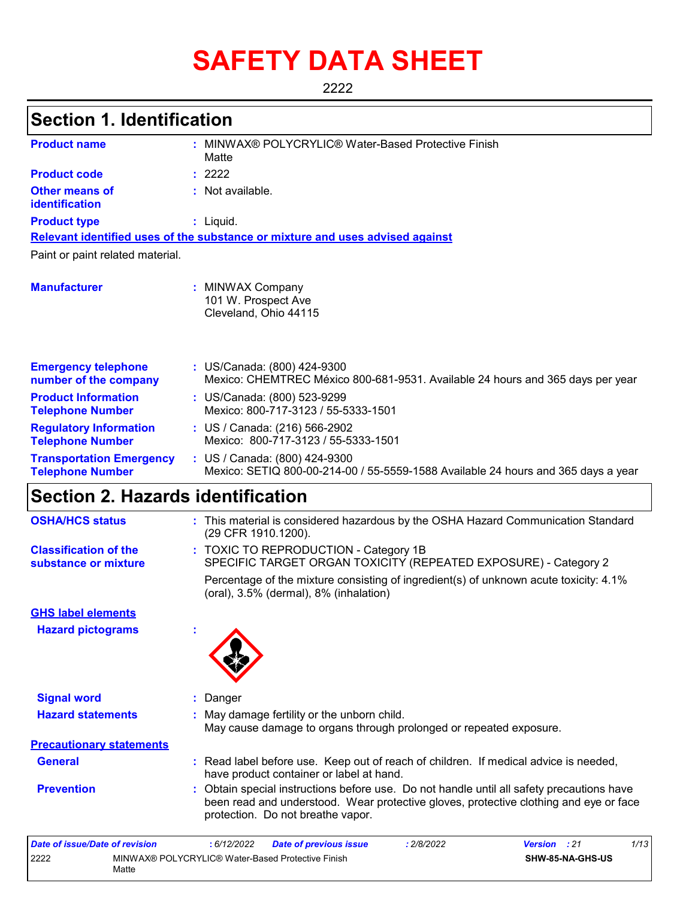# SAFETY DATA SHEET

2222

## Section 1. Identification

| | |
|---|---|
| **Product name** | : MINWAX® POLYCRYLIC® Water-Based Protective Finish Matte |
| **Product code** | : 2222 |
| **Other means of identification** | : Not available. |
| **Product type** | : Liquid. |

**Relevant identified uses of the substance or mixture and uses advised against**

Paint or paint related material.

| | |
|---|---|
| **Manufacturer** | : MINWAX Company<br>101 W. Prospect Ave<br>Cleveland, Ohio 44115 |
| **Emergency telephone number of the company** | : US/Canada: (800) 424-9300<br>Mexico: CHEMTREC México 800-681-9531. Available 24 hours and 365 days per year |
| **Product Information Telephone Number** | : US/Canada: (800) 523-9299<br>Mexico: 800-717-3123 / 55-5333-1501 |
| **Regulatory Information Telephone Number** | : US / Canada: (216) 566-2902<br>Mexico: 800-717-3123 / 55-5333-1501 |
| **Transportation Emergency Telephone Number** | : US / Canada: (800) 424-9300<br>Mexico: SETIQ 800-00-214-00 / 55-5559-1588 Available 24 hours and 365 days a year |

## Section 2. Hazards identification

| | |
|---|---|
| **OSHA/HCS status** | : This material is considered hazardous by the OSHA Hazard Communication Standard (29 CFR 1910.1200). |
| **Classification of the substance or mixture** | : TOXIC TO REPRODUCTION - Category 1B<br>SPECIFIC TARGET ORGAN TOXICITY (REPEATED EXPOSURE) - Category 2<br>Percentage of the mixture consisting of ingredient(s) of unknown acute toxicity: 4.1% (oral), 3.5% (dermal), 8% (inhalation) |

**GHS label elements**

| | |
|---|---|
| **Hazard pictograms** | : |
| **Signal word** | : Danger |
| **Hazard statements** | : May damage fertility or the unborn child.<br>May cause damage to organs through prolonged or repeated exposure. |

**Precautionary statements**

| | |
|---|---|
| **General** | : Read label before use. Keep out of reach of children. If medical advice is needed, have product container or label at hand. |
| **Prevention** | : Obtain special instructions before use. Do not handle until all safety precautions have been read and understood. Wear protective gloves, protective clothing and eye or face protection. Do not breathe vapor. |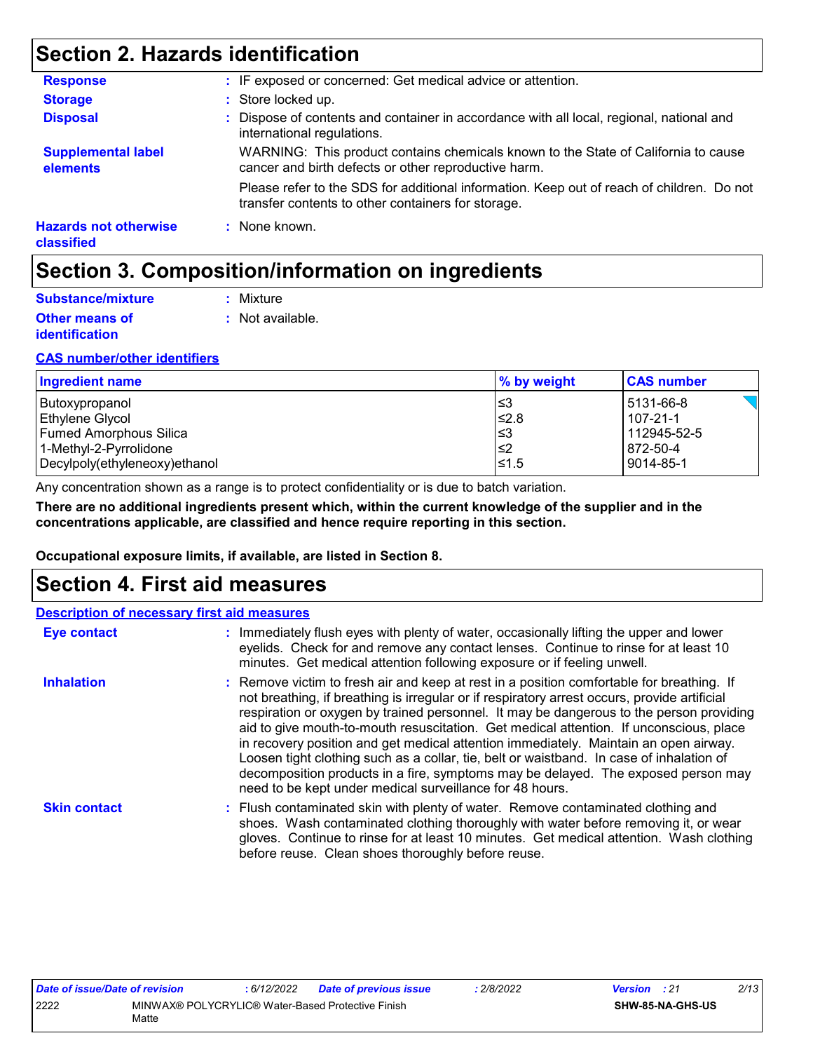# Section 2. Hazards identification

**Response** : IF exposed or concerned: Get medical advice or attention.

**Storage** : Store locked up.

**Disposal** : Dispose of contents and container in accordance with all local, regional, national and international regulations.

**Supplemental label elements** WARNING: This product contains chemicals known to the State of California to cause cancer and birth defects or other reproductive harm.

Please refer to the SDS for additional information. Keep out of reach of children. Do not transfer contents to other containers for storage.

**Hazards not otherwise classified** : None known.

# Section 3. Composition/information on ingredients

**Substance/mixture** : Mixture

**Other means of identification** : Not available.

**CAS number/other identifiers**

| Ingredient name | % by weight | CAS number |
|---|---|---|
| Butoxypropanol | ≤3 | 5131-66-8 |
| Ethylene Glycol | ≤2.8 | 107-21-1 |
| Fumed Amorphous Silica | ≤3 | 112945-52-5 |
| 1-Methyl-2-Pyrrolidone | ≤2 | 872-50-4 |
| Decylpoly(ethyleneoxy)ethanol | ≤1.5 | 9014-85-1 |

Any concentration shown as a range is to protect confidentiality or is due to batch variation.

**There are no additional ingredients present which, within the current knowledge of the supplier and in the concentrations applicable, are classified and hence require reporting in this section.**

**Occupational exposure limits, if available, are listed in Section 8.**

# Section 4. First aid measures

**Description of necessary first aid measures**

**Eye contact** : Immediately flush eyes with plenty of water, occasionally lifting the upper and lower eyelids. Check for and remove any contact lenses. Continue to rinse for at least 10 minutes. Get medical attention following exposure or if feeling unwell.

**Inhalation** : Remove victim to fresh air and keep at rest in a position comfortable for breathing. If not breathing, if breathing is irregular or if respiratory arrest occurs, provide artificial respiration or oxygen by trained personnel. It may be dangerous to the person providing aid to give mouth-to-mouth resuscitation. Get medical attention. If unconscious, place in recovery position and get medical attention immediately. Maintain an open airway. Loosen tight clothing such as a collar, tie, belt or waistband. In case of inhalation of decomposition products in a fire, symptoms may be delayed. The exposed person may need to be kept under medical surveillance for 48 hours.

**Skin contact** : Flush contaminated skin with plenty of water. Remove contaminated clothing and shoes. Wash contaminated clothing thoroughly with water before removing it, or wear gloves. Continue to rinse for at least 10 minutes. Get medical attention. Wash clothing before reuse. Clean shoes thoroughly before reuse.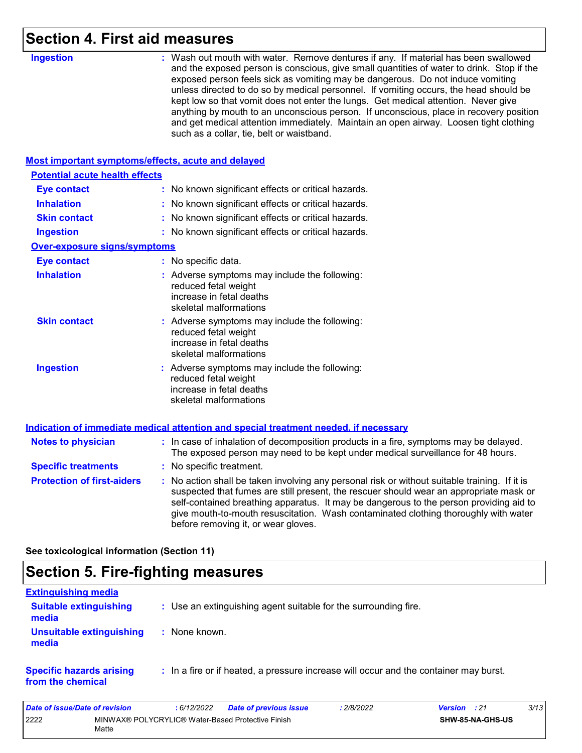## Section 4. First aid measures

**Ingestion** : Wash out mouth with water. Remove dentures if any. If material has been swallowed and the exposed person is conscious, give small quantities of water to drink. Stop if the exposed person feels sick as vomiting may be dangerous. Do not induce vomiting unless directed to do so by medical personnel. If vomiting occurs, the head should be kept low so that vomit does not enter the lungs. Get medical attention. Never give anything by mouth to an unconscious person. If unconscious, place in recovery position and get medical attention immediately. Maintain an open airway. Loosen tight clothing such as a collar, tie, belt or waistband.

### Most important symptoms/effects, acute and delayed

**Potential acute health effects**

**Eye contact** : No known significant effects or critical hazards.

**Inhalation** : No known significant effects or critical hazards.

**Skin contact** : No known significant effects or critical hazards.

**Ingestion** : No known significant effects or critical hazards.

**Over-exposure signs/symptoms**

**Eye contact** : No specific data.

**Inhalation** : Adverse symptoms may include the following:
reduced fetal weight
increase in fetal deaths
skeletal malformations

**Skin contact** : Adverse symptoms may include the following:
reduced fetal weight
increase in fetal deaths
skeletal malformations

**Ingestion** : Adverse symptoms may include the following:
reduced fetal weight
increase in fetal deaths
skeletal malformations

### Indication of immediate medical attention and special treatment needed, if necessary

**Notes to physician** : In case of inhalation of decomposition products in a fire, symptoms may be delayed. The exposed person may need to be kept under medical surveillance for 48 hours.

**Specific treatments** : No specific treatment.

**Protection of first-aiders** : No action shall be taken involving any personal risk or without suitable training. If it is suspected that fumes are still present, the rescuer should wear an appropriate mask or self-contained breathing apparatus. It may be dangerous to the person providing aid to give mouth-to-mouth resuscitation. Wash contaminated clothing thoroughly with water before removing it, or wear gloves.

**See toxicological information (Section 11)**

## Section 5. Fire-fighting measures

### Extinguishing media

**Suitable extinguishing media** : Use an extinguishing agent suitable for the surrounding fire.

**Unsuitable extinguishing media** : None known.

**Specific hazards arising from the chemical** : In a fire or if heated, a pressure increase will occur and the container may burst.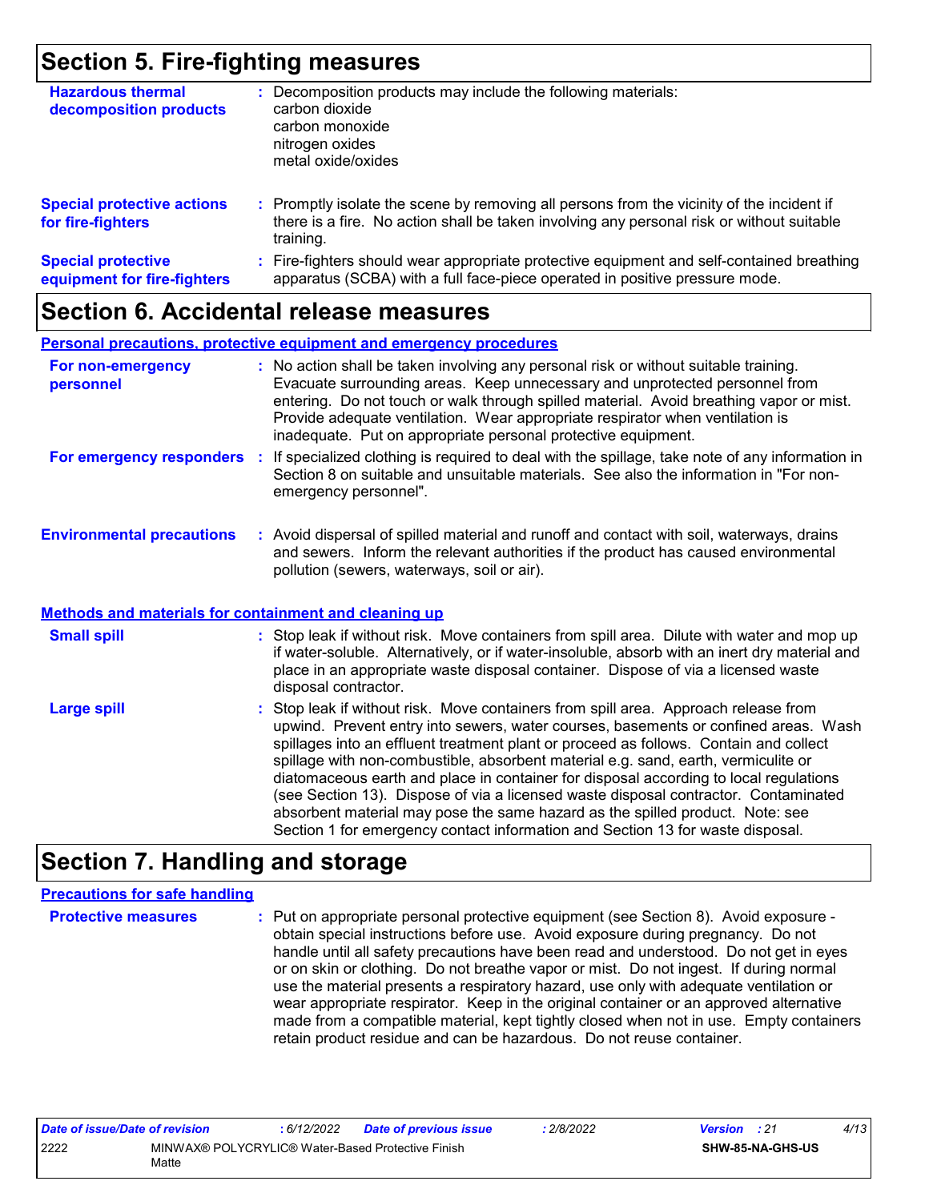## Section 5. Fire-fighting measures

**Hazardous thermal decomposition products** : Decomposition products may include the following materials:
carbon dioxide
carbon monoxide
nitrogen oxides
metal oxide/oxides

**Special protective actions for fire-fighters** : Promptly isolate the scene by removing all persons from the vicinity of the incident if there is a fire. No action shall be taken involving any personal risk or without suitable training.

**Special protective equipment for fire-fighters** : Fire-fighters should wear appropriate protective equipment and self-contained breathing apparatus (SCBA) with a full face-piece operated in positive pressure mode.

## Section 6. Accidental release measures

### Personal precautions, protective equipment and emergency procedures

**For non-emergency personnel** : No action shall be taken involving any personal risk or without suitable training. Evacuate surrounding areas. Keep unnecessary and unprotected personnel from entering. Do not touch or walk through spilled material. Avoid breathing vapor or mist. Provide adequate ventilation. Wear appropriate respirator when ventilation is inadequate. Put on appropriate personal protective equipment.

**For emergency responders** : If specialized clothing is required to deal with the spillage, take note of any information in Section 8 on suitable and unsuitable materials. See also the information in "For non-emergency personnel".

**Environmental precautions** : Avoid dispersal of spilled material and runoff and contact with soil, waterways, drains and sewers. Inform the relevant authorities if the product has caused environmental pollution (sewers, waterways, soil or air).

### Methods and materials for containment and cleaning up

**Small spill** : Stop leak if without risk. Move containers from spill area. Dilute with water and mop up if water-soluble. Alternatively, or if water-insoluble, absorb with an inert dry material and place in an appropriate waste disposal container. Dispose of via a licensed waste disposal contractor.

**Large spill** : Stop leak if without risk. Move containers from spill area. Approach release from upwind. Prevent entry into sewers, water courses, basements or confined areas. Wash spillages into an effluent treatment plant or proceed as follows. Contain and collect spillage with non-combustible, absorbent material e.g. sand, earth, vermiculite or diatomaceous earth and place in container for disposal according to local regulations (see Section 13). Dispose of via a licensed waste disposal contractor. Contaminated absorbent material may pose the same hazard as the spilled product. Note: see Section 1 for emergency contact information and Section 13 for waste disposal.

## Section 7. Handling and storage

### Precautions for safe handling

**Protective measures** : Put on appropriate personal protective equipment (see Section 8). Avoid exposure - obtain special instructions before use. Avoid exposure during pregnancy. Do not handle until all safety precautions have been read and understood. Do not get in eyes or on skin or clothing. Do not breathe vapor or mist. Do not ingest. If during normal use the material presents a respiratory hazard, use only with adequate ventilation or wear appropriate respirator. Keep in the original container or an approved alternative made from a compatible material, kept tightly closed when not in use. Empty containers retain product residue and can be hazardous. Do not reuse container.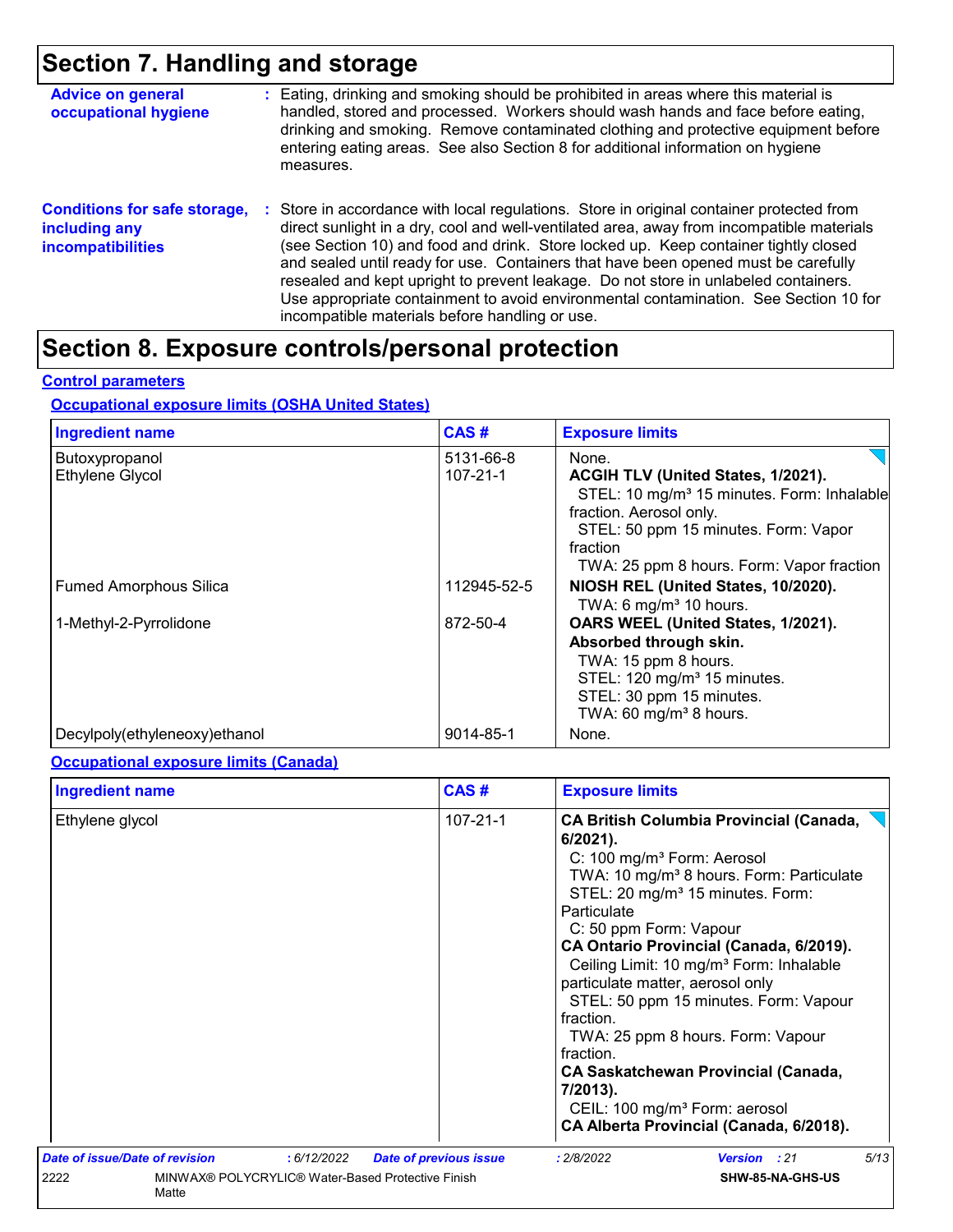## Section 7. Handling and storage

**Advice on general occupational hygiene** : Eating, drinking and smoking should be prohibited in areas where this material is handled, stored and processed. Workers should wash hands and face before eating, drinking and smoking. Remove contaminated clothing and protective equipment before entering eating areas. See also Section 8 for additional information on hygiene measures.

**Conditions for safe storage, including any incompatibilities** : Store in accordance with local regulations. Store in original container protected from direct sunlight in a dry, cool and well-ventilated area, away from incompatible materials (see Section 10) and food and drink. Store locked up. Keep container tightly closed and sealed until ready for use. Containers that have been opened must be carefully resealed and kept upright to prevent leakage. Do not store in unlabeled containers. Use appropriate containment to avoid environmental contamination. See Section 10 for incompatible materials before handling or use.

## Section 8. Exposure controls/personal protection

**Control parameters**

**Occupational exposure limits (OSHA United States)**

| Ingredient name | CAS # | Exposure limits |
|---|---|---|
| Butoxypropanol | 5131-66-8 | None. |
| Ethylene Glycol | 107-21-1 | **ACGIH TLV (United States, 1/2021).**<br>STEL: 10 mg/m³ 15 minutes. Form: Inhalable fraction. Aerosol only.<br>STEL: 50 ppm 15 minutes. Form: Vapor fraction<br>TWA: 25 ppm 8 hours. Form: Vapor fraction |
| Fumed Amorphous Silica | 112945-52-5 | **NIOSH REL (United States, 10/2020).**<br>TWA: 6 mg/m³ 10 hours. |
| 1-Methyl-2-Pyrrolidone | 872-50-4 | **OARS WEEL (United States, 1/2021). Absorbed through skin.**<br>TWA: 15 ppm 8 hours.<br>STEL: 120 mg/m³ 15 minutes.<br>STEL: 30 ppm 15 minutes.<br>TWA: 60 mg/m³ 8 hours. |
| Decylpoly(ethyleneoxy)ethanol | 9014-85-1 | None. |

**Occupational exposure limits (Canada)**

| Ingredient name | CAS # | Exposure limits |
|---|---|---|
| Ethylene glycol | 107-21-1 | **CA British Columbia Provincial (Canada, 6/2021).**<br>C: 100 mg/m³ Form: Aerosol<br>TWA: 10 mg/m³ 8 hours. Form: Particulate<br>STEL: 20 mg/m³ 15 minutes. Form: Particulate<br>C: 50 ppm Form: Vapour<br>**CA Ontario Provincial (Canada, 6/2019).**<br>Ceiling Limit: 10 mg/m³ Form: Inhalable particulate matter, aerosol only<br>STEL: 50 ppm 15 minutes. Form: Vapour fraction.<br>TWA: 25 ppm 8 hours. Form: Vapour fraction.<br>**CA Saskatchewan Provincial (Canada, 7/2013).**<br>CEIL: 100 mg/m³ Form: aerosol<br>**CA Alberta Provincial (Canada, 6/2018).** |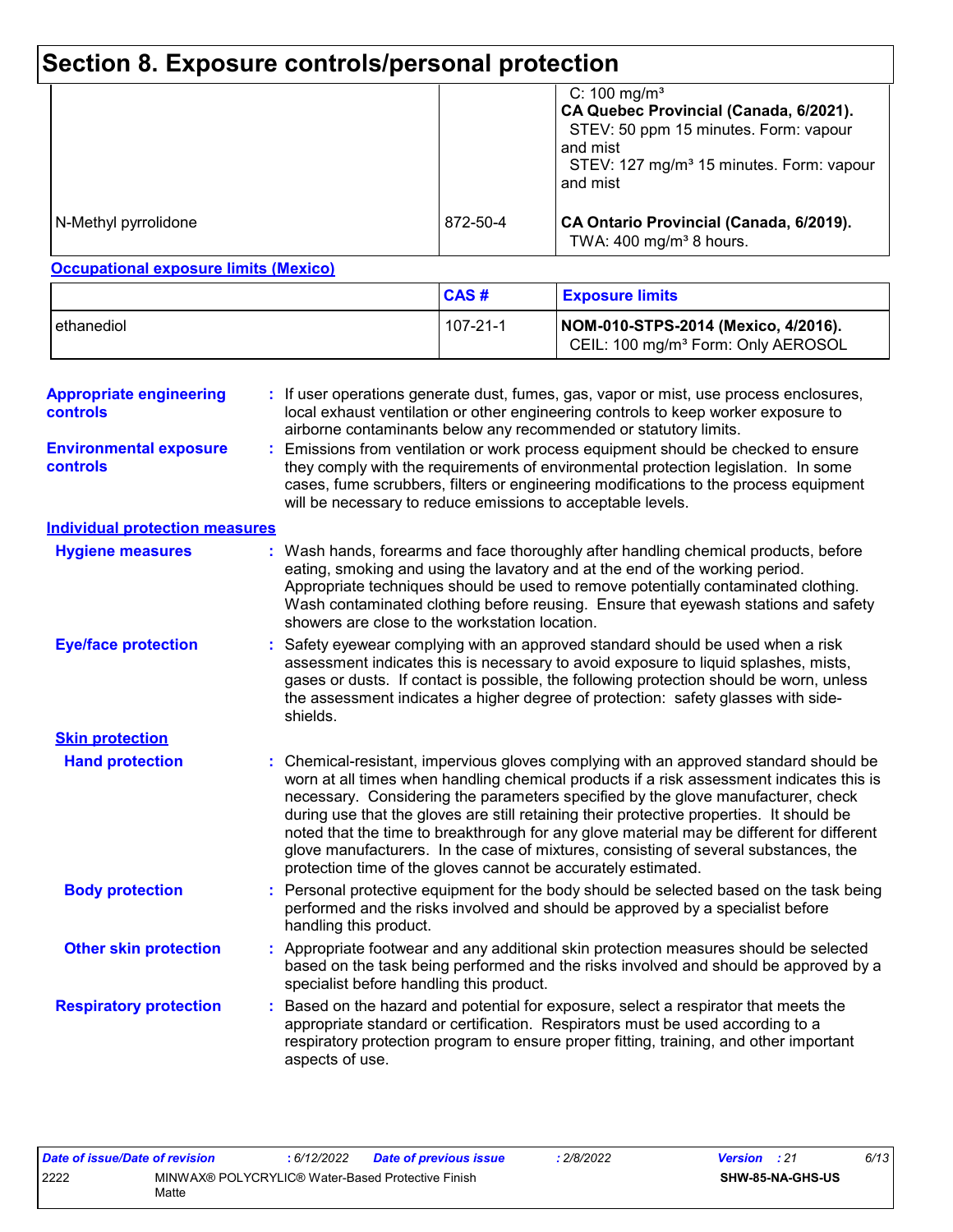# Section 8. Exposure controls/personal protection

| | | |
|---|---|---|
| | | C: 100 mg/m³<br>**CA Quebec Provincial (Canada, 6/2021).**<br>STEV: 50 ppm 15 minutes. Form: vapour and mist<br>STEV: 127 mg/m³ 15 minutes. Form: vapour and mist |
| N-Methyl pyrrolidone | 872-50-4 | **CA Ontario Provincial (Canada, 6/2019).**<br>TWA: 400 mg/m³ 8 hours. |

**Occupational exposure limits (Mexico)**

| | CAS # | Exposure limits |
|---|---|---|
| ethanediol | 107-21-1 | **NOM-010-STPS-2014 (Mexico, 4/2016).**<br>CEIL: 100 mg/m³ Form: Only AEROSOL |

**Appropriate engineering controls** : If user operations generate dust, fumes, gas, vapor or mist, use process enclosures, local exhaust ventilation or other engineering controls to keep worker exposure to airborne contaminants below any recommended or statutory limits.

**Environmental exposure controls** : Emissions from ventilation or work process equipment should be checked to ensure they comply with the requirements of environmental protection legislation. In some cases, fume scrubbers, filters or engineering modifications to the process equipment will be necessary to reduce emissions to acceptable levels.

## Individual protection measures

**Hygiene measures** : Wash hands, forearms and face thoroughly after handling chemical products, before eating, smoking and using the lavatory and at the end of the working period. Appropriate techniques should be used to remove potentially contaminated clothing. Wash contaminated clothing before reusing. Ensure that eyewash stations and safety showers are close to the workstation location.

**Eye/face protection** : Safety eyewear complying with an approved standard should be used when a risk assessment indicates this is necessary to avoid exposure to liquid splashes, mists, gases or dusts. If contact is possible, the following protection should be worn, unless the assessment indicates a higher degree of protection: safety glasses with side-shields.

### Skin protection

**Hand protection** : Chemical-resistant, impervious gloves complying with an approved standard should be worn at all times when handling chemical products if a risk assessment indicates this is necessary. Considering the parameters specified by the glove manufacturer, check during use that the gloves are still retaining their protective properties. It should be noted that the time to breakthrough for any glove material may be different for different glove manufacturers. In the case of mixtures, consisting of several substances, the protection time of the gloves cannot be accurately estimated.

**Body protection** : Personal protective equipment for the body should be selected based on the task being performed and the risks involved and should be approved by a specialist before handling this product.

**Other skin protection** : Appropriate footwear and any additional skin protection measures should be selected based on the task being performed and the risks involved and should be approved by a specialist before handling this product.

**Respiratory protection** : Based on the hazard and potential for exposure, select a respirator that meets the appropriate standard or certification. Respirators must be used according to a respiratory protection program to ensure proper fitting, training, and other important aspects of use.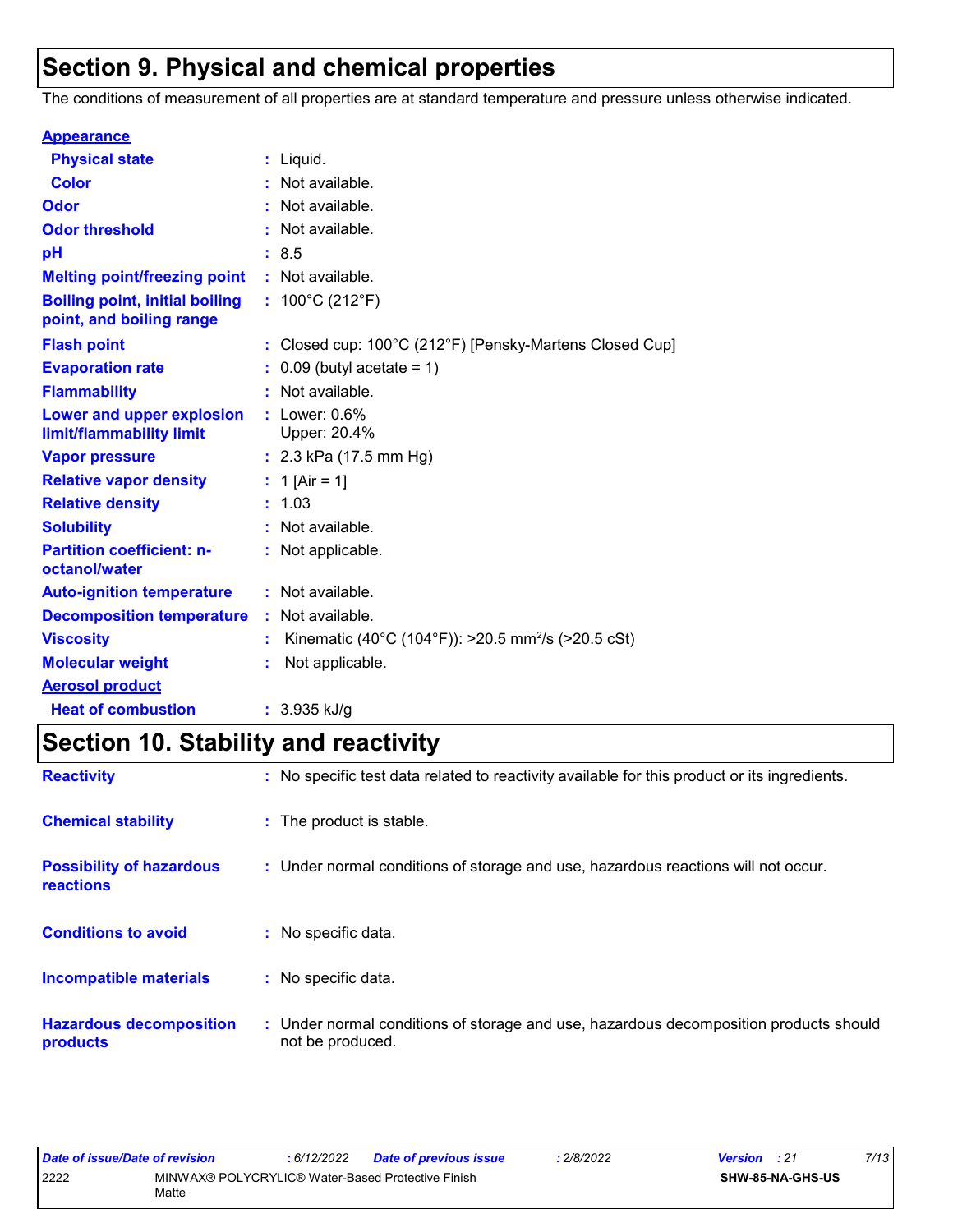# Section 9. Physical and chemical properties

The conditions of measurement of all properties are at standard temperature and pressure unless otherwise indicated.

**Appearance**

| | | |
|---|---|---|
| **Physical state** | : | Liquid. |
| **Color** | : | Not available. |
| **Odor** | : | Not available. |
| **Odor threshold** | : | Not available. |
| **pH** | : | 8.5 |
| **Melting point/freezing point** | : | Not available. |
| **Boiling point, initial boiling point, and boiling range** | : | 100°C (212°F) |
| **Flash point** | : | Closed cup: 100°C (212°F) [Pensky-Martens Closed Cup] |
| **Evaporation rate** | : | 0.09 (butyl acetate = 1) |
| **Flammability** | : | Not available. |
| **Lower and upper explosion limit/flammability limit** | : | Lower: 0.6%<br>Upper: 20.4% |
| **Vapor pressure** | : | 2.3 kPa (17.5 mm Hg) |
| **Relative vapor density** | : | 1 [Air = 1] |
| **Relative density** | : | 1.03 |
| **Solubility** | : | Not available. |
| **Partition coefficient: n-octanol/water** | : | Not applicable. |
| **Auto-ignition temperature** | : | Not available. |
| **Decomposition temperature** | : | Not available. |
| **Viscosity** | : | Kinematic (40°C (104°F)): >20.5 $mm^2/s$ (>20.5 cSt) |
| **Molecular weight** | : | Not applicable. |

**Aerosol product**

| | | |
|---|---|---|
| **Heat of combustion** | : | 3.935 kJ/g |

# Section 10. Stability and reactivity

| | | |
|---|---|---|
| **Reactivity** | : | No specific test data related to reactivity available for this product or its ingredients. |
| **Chemical stability** | : | The product is stable. |
| **Possibility of hazardous reactions** | : | Under normal conditions of storage and use, hazardous reactions will not occur. |
| **Conditions to avoid** | : | No specific data. |
| **Incompatible materials** | : | No specific data. |
| **Hazardous decomposition products** | : | Under normal conditions of storage and use, hazardous decomposition products should not be produced. |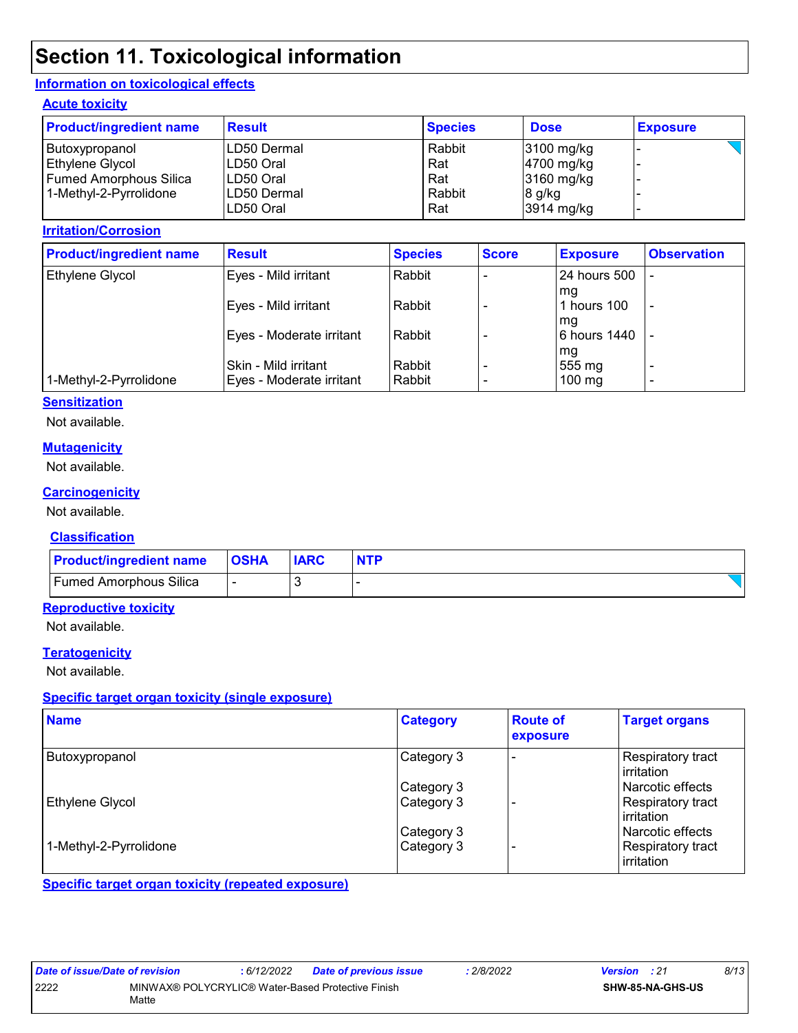# Section 11. Toxicological information

## Information on toxicological effects

### Acute toxicity

| Product/ingredient name | Result | Species | Dose | Exposure |
|---|---|---|---|---|
| Butoxypropanol | LD50 Dermal | Rabbit | 3100 mg/kg | - |
| Ethylene Glycol | LD50 Oral | Rat | 4700 mg/kg | - |
| Fumed Amorphous Silica | LD50 Oral | Rat | 3160 mg/kg | - |
| 1-Methyl-2-Pyrrolidone | LD50 Dermal | Rabbit | 8 g/kg | - |
| | LD50 Oral | Rat | 3914 mg/kg | - |

### Irritation/Corrosion

| Product/ingredient name | Result | Species | Score | Exposure | Observation |
|---|---|---|---|---|---|
| Ethylene Glycol | Eyes - Mild irritant | Rabbit | - | 24 hours 500 mg | - |
| | Eyes - Mild irritant | Rabbit | - | 1 hours 100 mg | - |
| | Eyes - Moderate irritant | Rabbit | - | 6 hours 1440 mg | - |
| | Skin - Mild irritant | Rabbit | - | 555 mg | - |
| 1-Methyl-2-Pyrrolidone | Eyes - Moderate irritant | Rabbit | - | 100 mg | - |

### Sensitization

Not available.

### Mutagenicity

Not available.

### Carcinogenicity

Not available.

### Classification

| Product/ingredient name | OSHA | IARC | NTP |
|---|---|---|---|
| Fumed Amorphous Silica | - | 3 | - |

### Reproductive toxicity

Not available.

### Teratogenicity

Not available.

### Specific target organ toxicity (single exposure)

| Name | Category | Route of exposure | Target organs |
|---|---|---|---|
| Butoxypropanol | Category 3 | - | Respiratory tract irritation |
| | Category 3 | | Narcotic effects |
| Ethylene Glycol | Category 3 | - | Respiratory tract irritation |
| | Category 3 | | Narcotic effects |
| 1-Methyl-2-Pyrrolidone | Category 3 | - | Respiratory tract irritation |

### Specific target organ toxicity (repeated exposure)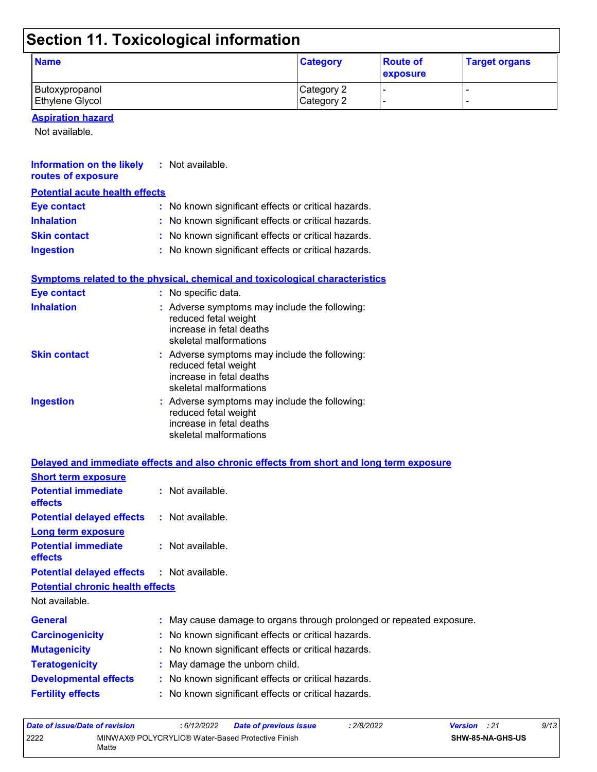# Section 11. Toxicological information

| Name | Category | Route of exposure | Target organs |
|---|---|---|---|
| Butoxypropanol | Category 2 | - | - |
| Ethylene Glycol | Category 2 | - | - |

**Aspiration hazard**

Not available.

**Information on the likely routes of exposure** : Not available.

**Potential acute health effects**

**Eye contact** : No known significant effects or critical hazards.

**Inhalation** : No known significant effects or critical hazards.

**Skin contact** : No known significant effects or critical hazards.

**Ingestion** : No known significant effects or critical hazards.

**Symptoms related to the physical, chemical and toxicological characteristics**

**Eye contact** : No specific data.

**Inhalation** : Adverse symptoms may include the following:
reduced fetal weight
increase in fetal deaths
skeletal malformations

**Skin contact** : Adverse symptoms may include the following:
reduced fetal weight
increase in fetal deaths
skeletal malformations

**Ingestion** : Adverse symptoms may include the following:
reduced fetal weight
increase in fetal deaths
skeletal malformations

**Delayed and immediate effects and also chronic effects from short and long term exposure**

**Short term exposure**

**Potential immediate effects** : Not available.

**Potential delayed effects** : Not available.

**Long term exposure**

**Potential immediate effects** : Not available.

**Potential delayed effects** : Not available.

**Potential chronic health effects**

Not available.

**General** : May cause damage to organs through prolonged or repeated exposure.

**Carcinogenicity** : No known significant effects or critical hazards.

**Mutagenicity** : No known significant effects or critical hazards.

**Teratogenicity** : May damage the unborn child.

**Developmental effects** : No known significant effects or critical hazards.

**Fertility effects** : No known significant effects or critical hazards.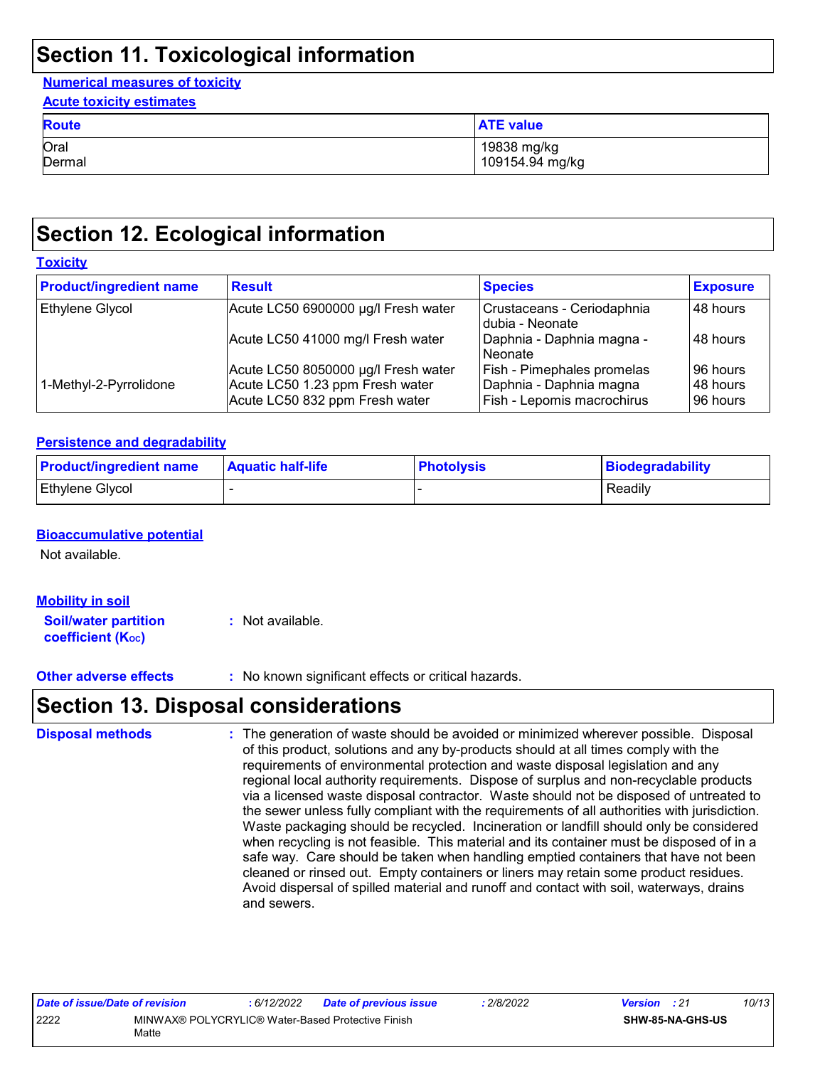## Section 11. Toxicological information

**Numerical measures of toxicity**

**Acute toxicity estimates**

| Route | ATE value |
|---|---|
| Oral | 19838 mg/kg |
| Dermal | 109154.94 mg/kg |

## Section 12. Ecological information

**Toxicity**

| Product/ingredient name | Result | Species | Exposure |
|---|---|---|---|
| Ethylene Glycol | Acute LC50 6900000 µg/l Fresh water | Crustaceans - Ceriodaphnia dubia - Neonate | 48 hours |
| | Acute LC50 41000 mg/l Fresh water | Daphnia - Daphnia magna - Neonate | 48 hours |
| | Acute LC50 8050000 µg/l Fresh water | Fish - Pimephales promelas | 96 hours |
| 1-Methyl-2-Pyrrolidone | Acute LC50 1.23 ppm Fresh water | Daphnia - Daphnia magna | 48 hours |
| | Acute LC50 832 ppm Fresh water | Fish - Lepomis macrochirus | 96 hours |

**Persistence and degradability**

| Product/ingredient name | Aquatic half-life | Photolysis | Biodegradability |
|---|---|---|---|
| Ethylene Glycol | - | - | Readily |

**Bioaccumulative potential**

Not available.

**Mobility in soil**

**Soil/water partition coefficient ($K_{OC}$)** : Not available.

**Other adverse effects** : No known significant effects or critical hazards.

## Section 13. Disposal considerations

**Disposal methods** : The generation of waste should be avoided or minimized wherever possible. Disposal of this product, solutions and any by-products should at all times comply with the requirements of environmental protection and waste disposal legislation and any regional local authority requirements. Dispose of surplus and non-recyclable products via a licensed waste disposal contractor. Waste should not be disposed of untreated to the sewer unless fully compliant with the requirements of all authorities with jurisdiction. Waste packaging should be recycled. Incineration or landfill should only be considered when recycling is not feasible. This material and its container must be disposed of in a safe way. Care should be taken when handling emptied containers that have not been cleaned or rinsed out. Empty containers or liners may retain some product residues. Avoid dispersal of spilled material and runoff and contact with soil, waterways, drains and sewers.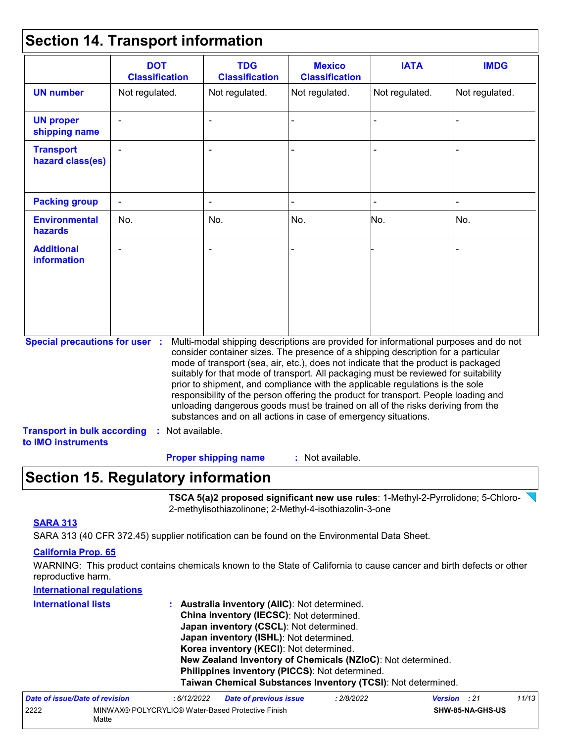## Section 14. Transport information

| | DOT Classification | TDG Classification | Mexico Classification | IATA | IMDG |
|---|---|---|---|---|---|
| **UN number** | Not regulated. | Not regulated. | Not regulated. | Not regulated. | Not regulated. |
| **UN proper shipping name** | - | - | - | - | - |
| **Transport hazard class(es)** | - | - | - | - | - |
| **Packing group** | - | - | - | - | - |
| **Environmental hazards** | No. | No. | No. | No. | No. |
| **Additional information** | - | - | - | - | - |

**Special precautions for user** : Multi-modal shipping descriptions are provided for informational purposes and do not consider container sizes. The presence of a shipping description for a particular mode of transport (sea, air, etc.), does not indicate that the product is packaged suitably for that mode of transport. All packaging must be reviewed for suitability prior to shipment, and compliance with the applicable regulations is the sole responsibility of the person offering the product for transport. People loading and unloading dangerous goods must be trained on all of the risks deriving from the substances and on all actions in case of emergency situations.

**Transport in bulk according to IMO instruments** : Not available.

**Proper shipping name** : Not available.

## Section 15. Regulatory information

**TSCA 5(a)2 proposed significant new use rules**: 1-Methyl-2-Pyrrolidone; 5-Chloro-2-methylisothiazolinone; 2-Methyl-4-isothiazolin-3-one

**SARA 313**

SARA 313 (40 CFR 372.45) supplier notification can be found on the Environmental Data Sheet.

**California Prop. 65**

WARNING: This product contains chemicals known to the State of California to cause cancer and birth defects or other reproductive harm.

**International regulations**

**International lists** :
**Australia inventory (AIIC)**: Not determined.
**China inventory (IECSC)**: Not determined.
**Japan inventory (CSCL)**: Not determined.
**Japan inventory (ISHL)**: Not determined.
**Korea inventory (KECI)**: Not determined.
**New Zealand Inventory of Chemicals (NZIoC)**: Not determined.
**Philippines inventory (PICCS)**: Not determined.
**Taiwan Chemical Substances Inventory (TCSI)**: Not determined.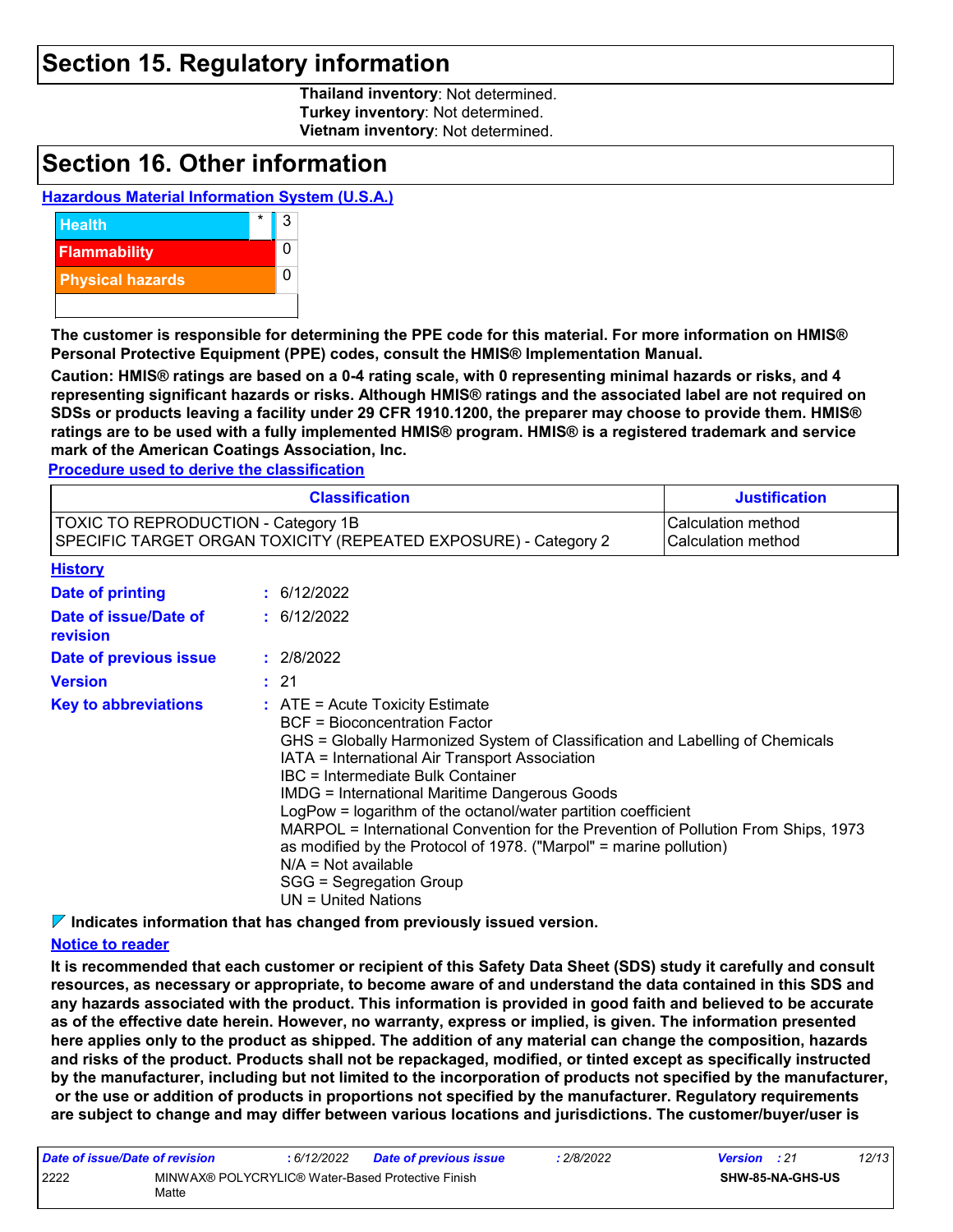## Section 15. Regulatory information

**Thailand inventory**: Not determined.
**Turkey inventory**: Not determined.
**Vietnam inventory**: Not determined.

## Section 16. Other information

### Hazardous Material Information System (U.S.A.)

| | | |
|---|---|---|
| Health | * | 3 |
| Flammability | | 0 |
| Physical hazards | | 0 |
| | | |

**The customer is responsible for determining the PPE code for this material. For more information on HMIS® Personal Protective Equipment (PPE) codes, consult the HMIS® Implementation Manual.**

**Caution: HMIS® ratings are based on a 0-4 rating scale, with 0 representing minimal hazards or risks, and 4 representing significant hazards or risks. Although HMIS® ratings and the associated label are not required on SDSs or products leaving a facility under 29 CFR 1910.1200, the preparer may choose to provide them. HMIS® ratings are to be used with a fully implemented HMIS® program. HMIS® is a registered trademark and service mark of the American Coatings Association, Inc.**

### Procedure used to derive the classification

| Classification | Justification |
|---|---|
| TOXIC TO REPRODUCTION - Category 1B<br>SPECIFIC TARGET ORGAN TOXICITY (REPEATED EXPOSURE) - Category 2 | Calculation method<br>Calculation method |

### History

**Date of printing** : 6/12/2022

**Date of issue/Date of revision** : 6/12/2022

**Date of previous issue** : 2/8/2022

**Version** : 21

**Key to abbreviations** :
ATE = Acute Toxicity Estimate
BCF = Bioconcentration Factor
GHS = Globally Harmonized System of Classification and Labelling of Chemicals
IATA = International Air Transport Association
IBC = Intermediate Bulk Container
IMDG = International Maritime Dangerous Goods
LogPow = logarithm of the octanol/water partition coefficient
MARPOL = International Convention for the Prevention of Pollution From Ships, 1973 as modified by the Protocol of 1978. ("Marpol" = marine pollution)
N/A = Not available
SGG = Segregation Group
UN = United Nations

**Indicates information that has changed from previously issued version.**

### Notice to reader

**It is recommended that each customer or recipient of this Safety Data Sheet (SDS) study it carefully and consult resources, as necessary or appropriate, to become aware of and understand the data contained in this SDS and any hazards associated with the product. This information is provided in good faith and believed to be accurate as of the effective date herein. However, no warranty, express or implied, is given. The information presented here applies only to the product as shipped. The addition of any material can change the composition, hazards and risks of the product. Products shall not be repackaged, modified, or tinted except as specifically instructed by the manufacturer, including but not limited to the incorporation of products not specified by the manufacturer, or the use or addition of products in proportions not specified by the manufacturer. Regulatory requirements are subject to change and may differ between various locations and jurisdictions. The customer/buyer/user is**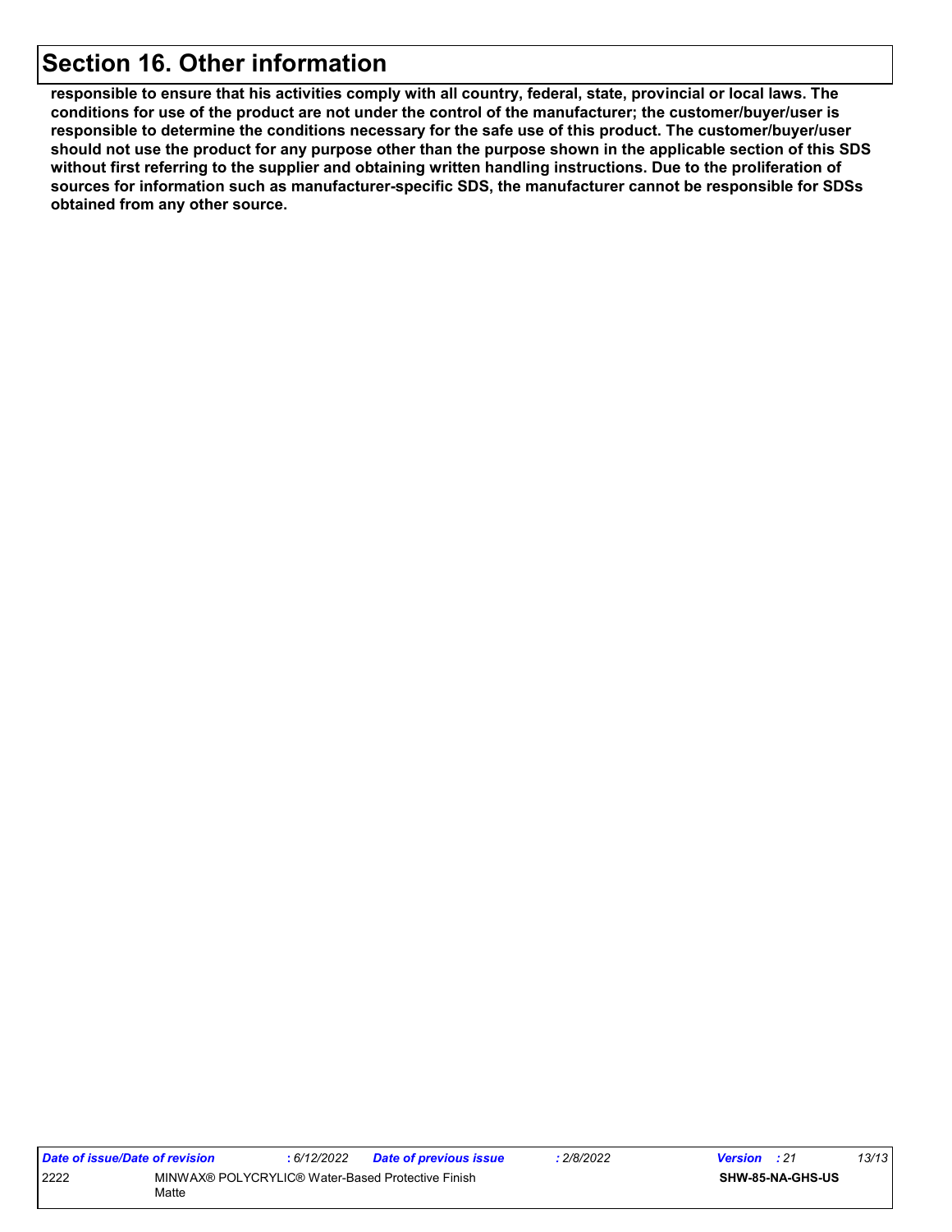# Section 16. Other information

**responsible to ensure that his activities comply with all country, federal, state, provincial or local laws. The conditions for use of the product are not under the control of the manufacturer; the customer/buyer/user is responsible to determine the conditions necessary for the safe use of this product. The customer/buyer/user should not use the product for any purpose other than the purpose shown in the applicable section of this SDS without first referring to the supplier and obtaining written handling instructions. Due to the proliferation of sources for information such as manufacturer-specific SDS, the manufacturer cannot be responsible for SDSs obtained from any other source.**